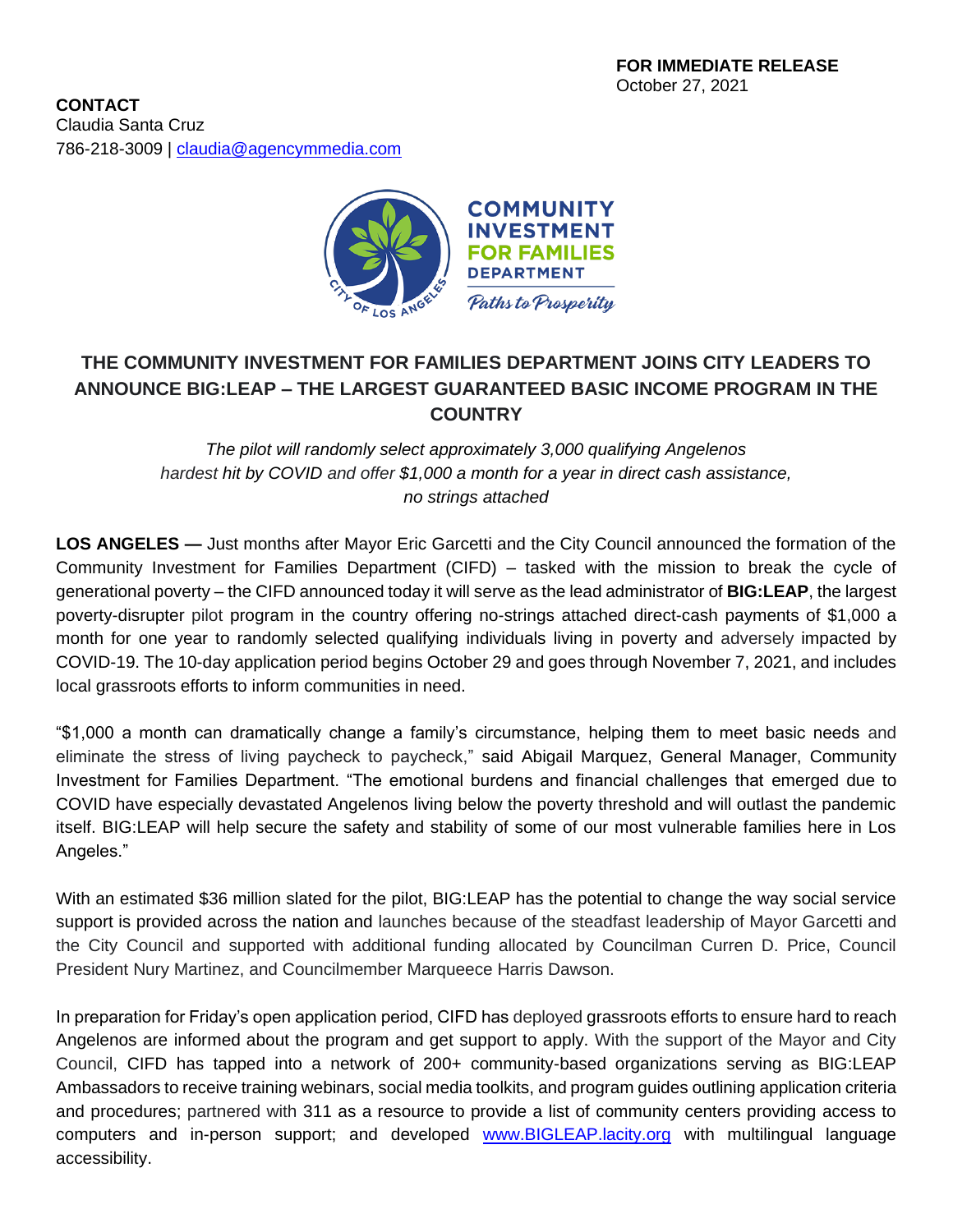**FOR IMMEDIATE RELEASE**
October 27, 2021

**CONTACT**
Claudia Santa Cruz
786-218-3009 | [claudia@agencymmedia.com](mailto:claudia@agencymmedia.com)

COMMUNITY INVESTMENT FOR FAMILIES DEPARTMENT
*Paths to Prosperity*

# THE COMMUNITY INVESTMENT FOR FAMILIES DEPARTMENT JOINS CITY LEADERS TO ANNOUNCE BIG:LEAP – THE LARGEST GUARANTEED BASIC INCOME PROGRAM IN THE COUNTRY

*The pilot will randomly select approximately 3,000 qualifying Angelenos hardest hit by COVID and offer $1,000 a month for a year in direct cash assistance, no strings attached*

**LOS ANGELES —** Just months after Mayor Eric Garcetti and the City Council announced the formation of the Community Investment for Families Department (CIFD) – tasked with the mission to break the cycle of generational poverty – the CIFD announced today it will serve as the lead administrator of **BIG:LEAP**, the largest poverty-disrupter pilot program in the country offering no-strings attached direct-cash payments of $1,000 a month for one year to randomly selected qualifying individuals living in poverty and adversely impacted by COVID-19. The 10-day application period begins October 29 and goes through November 7, 2021, and includes local grassroots efforts to inform communities in need.

"$1,000 a month can dramatically change a family's circumstance, helping them to meet basic needs and eliminate the stress of living paycheck to paycheck," said Abigail Marquez, General Manager, Community Investment for Families Department. "The emotional burdens and financial challenges that emerged due to COVID have especially devastated Angelenos living below the poverty threshold and will outlast the pandemic itself. BIG:LEAP will help secure the safety and stability of some of our most vulnerable families here in Los Angeles."

With an estimated $36 million slated for the pilot, BIG:LEAP has the potential to change the way social service support is provided across the nation and launches because of the steadfast leadership of Mayor Garcetti and the City Council and supported with additional funding allocated by Councilman Curren D. Price, Council President Nury Martinez, and Councilmember Marqueece Harris Dawson.

In preparation for Friday's open application period, CIFD has deployed grassroots efforts to ensure hard to reach Angelenos are informed about the program and get support to apply. With the support of the Mayor and City Council, CIFD has tapped into a network of 200+ community-based organizations serving as BIG:LEAP Ambassadors to receive training webinars, social media toolkits, and program guides outlining application criteria and procedures; partnered with 311 as a resource to provide a list of community centers providing access to computers and in-person support; and developed [www.BIGLEAP.lacity.org](http://www.BIGLEAP.lacity.org) with multilingual language accessibility.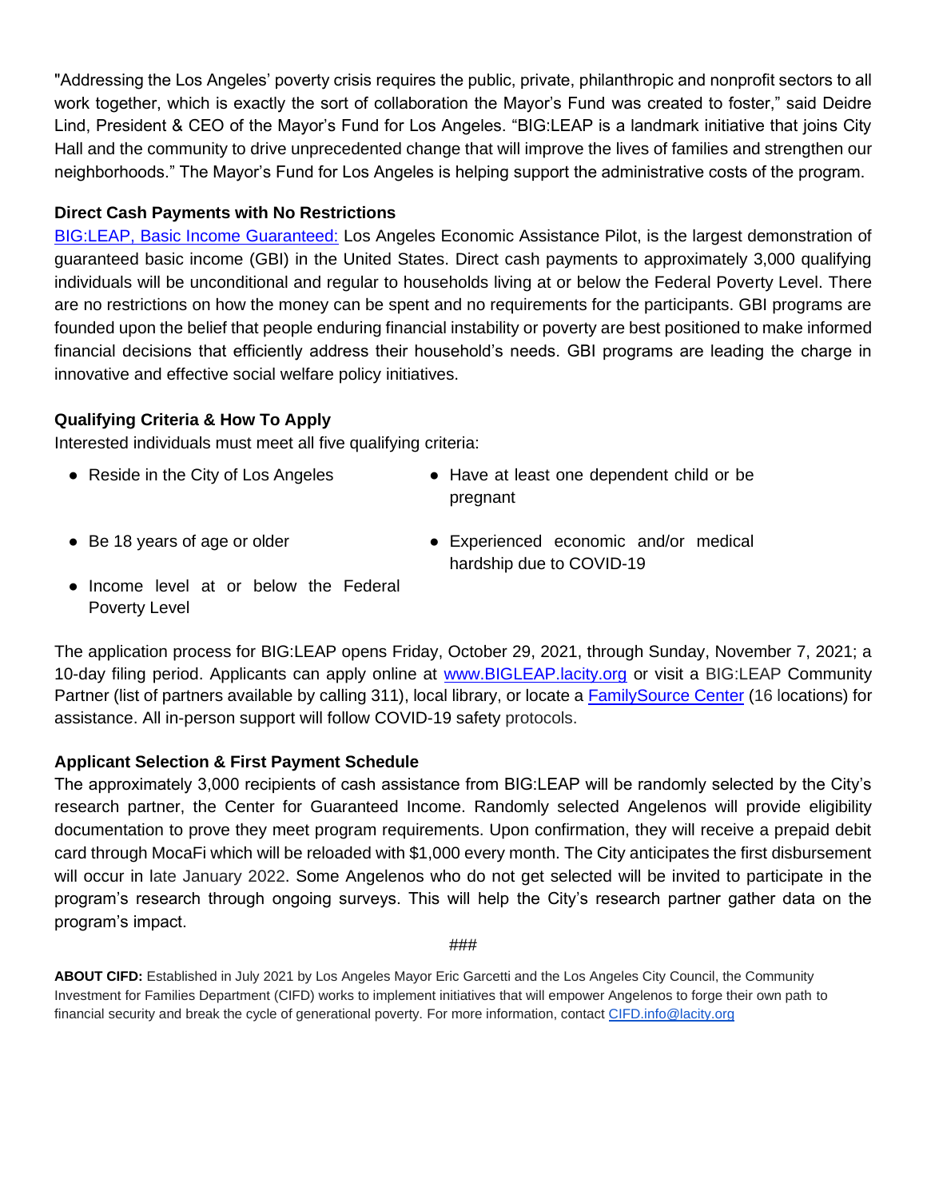"Addressing the Los Angeles' poverty crisis requires the public, private, philanthropic and nonprofit sectors to all work together, which is exactly the sort of collaboration the Mayor's Fund was created to foster," said Deidre Lind, President & CEO of the Mayor's Fund for Los Angeles. "BIG:LEAP is a landmark initiative that joins City Hall and the community to drive unprecedented change that will improve the lives of families and strengthen our neighborhoods." The Mayor's Fund for Los Angeles is helping support the administrative costs of the program.

**Direct Cash Payments with No Restrictions**

BIG:LEAP, Basic Income Guaranteed: Los Angeles Economic Assistance Pilot, is the largest demonstration of guaranteed basic income (GBI) in the United States. Direct cash payments to approximately 3,000 qualifying individuals will be unconditional and regular to households living at or below the Federal Poverty Level. There are no restrictions on how the money can be spent and no requirements for the participants. GBI programs are founded upon the belief that people enduring financial instability or poverty are best positioned to make informed financial decisions that efficiently address their household's needs. GBI programs are leading the charge in innovative and effective social welfare policy initiatives.

**Qualifying Criteria & How To Apply**

Interested individuals must meet all five qualifying criteria:

- Reside in the City of Los Angeles
- Be 18 years of age or older
- Income level at or below the Federal Poverty Level
- Have at least one dependent child or be pregnant
- Experienced economic and/or medical hardship due to COVID-19

The application process for BIG:LEAP opens Friday, October 29, 2021, through Sunday, November 7, 2021; a 10-day filing period. Applicants can apply online at www.BIGLEAP.lacity.org or visit a BIG:LEAP Community Partner (list of partners available by calling 311), local library, or locate a FamilySource Center (16 locations) for assistance. All in-person support will follow COVID-19 safety protocols.

**Applicant Selection & First Payment Schedule**

The approximately 3,000 recipients of cash assistance from BIG:LEAP will be randomly selected by the City's research partner, the Center for Guaranteed Income. Randomly selected Angelenos will provide eligibility documentation to prove they meet program requirements. Upon confirmation, they will receive a prepaid debit card through MocaFi which will be reloaded with $1,000 every month. The City anticipates the first disbursement will occur in late January 2022. Some Angelenos who do not get selected will be invited to participate in the program's research through ongoing surveys. This will help the City's research partner gather data on the program's impact.

###

**ABOUT CIFD:** Established in July 2021 by Los Angeles Mayor Eric Garcetti and the Los Angeles City Council, the Community Investment for Families Department (CIFD) works to implement initiatives that will empower Angelenos to forge their own path to financial security and break the cycle of generational poverty. For more information, contact CIFD.info@lacity.org